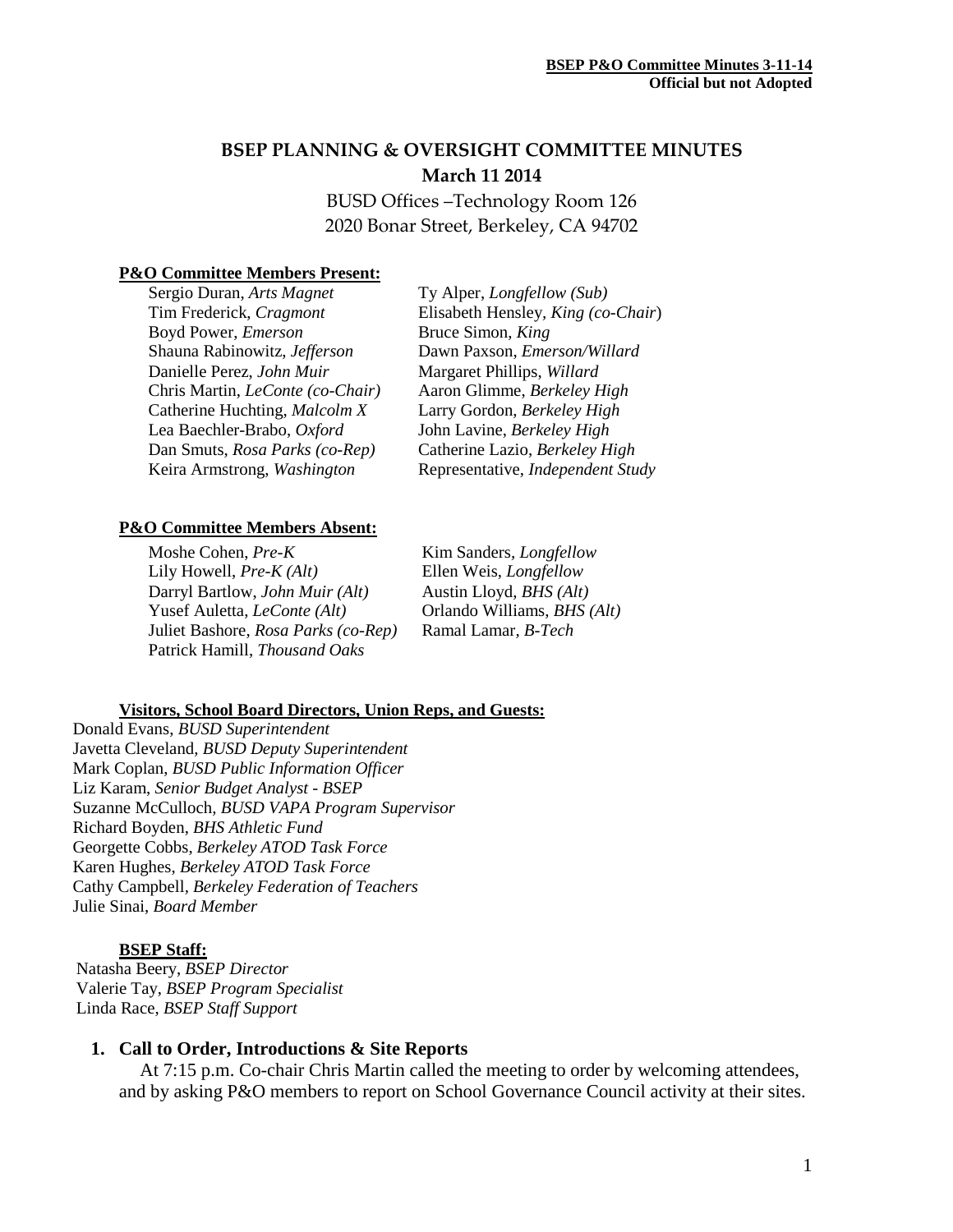# BSEP PLANNING & OVERSIGHT COMMITTEE MINUTES

**March 11 2014**

BUSD Offices –Technology Room 126
2020 Bonar Street, Berkeley, CA 94702

**P&O Committee Members Present:**

Sergio Duran, *Arts Magnet*
Tim Frederick, *Cragmont*
Boyd Power, *Emerson*
Shauna Rabinowitz, *Jefferson*
Danielle Perez, *John Muir*
Chris Martin, *LeConte (co-Chair)*
Catherine Huchting, *Malcolm X*
Lea Baechler-Brabo, *Oxford*
Dan Smuts, *Rosa Parks (co-Rep)*
Keira Armstrong, *Washington*
Ty Alper, *Longfellow (Sub)*
Elisabeth Hensley, *King (co-Chair)*
Bruce Simon, *King*
Dawn Paxson, *Emerson/Willard*
Margaret Phillips, *Willard*
Aaron Glimme, *Berkeley High*
Larry Gordon, *Berkeley High*
John Lavine, *Berkeley High*
Catherine Lazio, *Berkeley High*
Representative, *Independent Study*

**P&O Committee Members Absent:**

Moshe Cohen, *Pre-K*
Lily Howell, *Pre-K (Alt)*
Darryl Bartlow, *John Muir (Alt)*
Yusef Auletta, *LeConte (Alt)*
Juliet Bashore, *Rosa Parks (co-Rep)*
Patrick Hamill, *Thousand Oaks*
Kim Sanders, *Longfellow*
Ellen Weis, *Longfellow*
Austin Lloyd, *BHS (Alt)*
Orlando Williams, *BHS (Alt)*
Ramal Lamar, *B-Tech*

**Visitors, School Board Directors, Union Reps, and Guests:**

Donald Evans, *BUSD Superintendent*
Javetta Cleveland, *BUSD Deputy Superintendent*
Mark Coplan, *BUSD Public Information Officer*
Liz Karam, *Senior Budget Analyst - BSEP*
Suzanne McCulloch, *BUSD VAPA Program Supervisor*
Richard Boyden, *BHS Athletic Fund*
Georgette Cobbs, *Berkeley ATOD Task Force*
Karen Hughes, *Berkeley ATOD Task Force*
Cathy Campbell, *Berkeley Federation of Teachers*
Julie Sinai, *Board Member*

**BSEP Staff:**

Natasha Beery, *BSEP Director*
Valerie Tay, *BSEP Program Specialist*
Linda Race, *BSEP Staff Support*

## 1. Call to Order, Introductions & Site Reports

At 7:15 p.m. Co-chair Chris Martin called the meeting to order by welcoming attendees, and by asking P&O members to report on School Governance Council activity at their sites.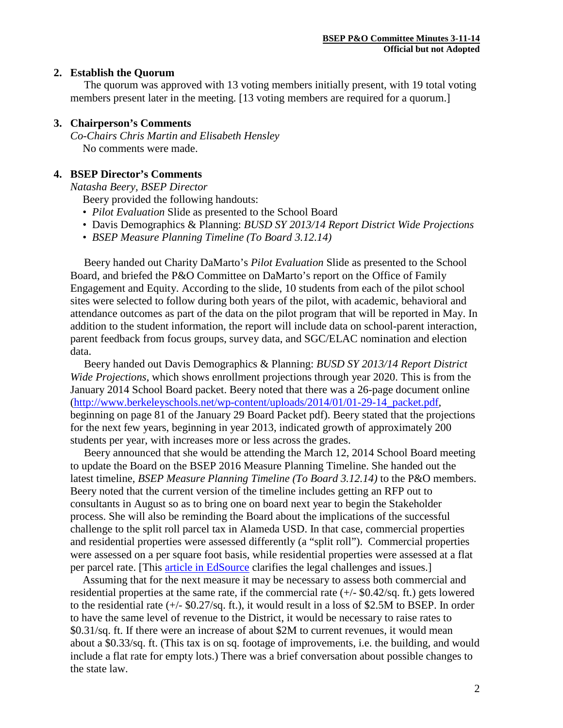## 2. Establish the Quorum

The quorum was approved with 13 voting members initially present, with 19 total voting members present later in the meeting. [13 voting members are required for a quorum.]

## 3. Chairperson's Comments

*Co-Chairs Chris Martin and Elisabeth Hensley*

No comments were made.

## 4. BSEP Director's Comments

*Natasha Beery, BSEP Director*

Beery provided the following handouts:

- *Pilot Evaluation* Slide as presented to the School Board
- Davis Demographics & Planning: *BUSD SY 2013/14 Report District Wide Projections*
- *BSEP Measure Planning Timeline (To Board 3.12.14)*

Beery handed out Charity DaMarto's *Pilot Evaluation* Slide as presented to the School Board, and briefed the P&O Committee on DaMarto's report on the Office of Family Engagement and Equity. According to the slide, 10 students from each of the pilot school sites were selected to follow during both years of the pilot, with academic, behavioral and attendance outcomes as part of the data on the pilot program that will be reported in May. In addition to the student information, the report will include data on school-parent interaction, parent feedback from focus groups, survey data, and SGC/ELAC nomination and election data.

Beery handed out Davis Demographics & Planning: *BUSD SY 2013/14 Report District Wide Projections*, which shows enrollment projections through year 2020. This is from the January 2014 School Board packet. Beery noted that there was a 26-page document online (http://www.berkeleyschools.net/wp-content/uploads/2014/01/01-29-14_packet.pdf, beginning on page 81 of the January 29 Board Packet pdf). Beery stated that the projections for the next few years, beginning in year 2013, indicated growth of approximately 200 students per year, with increases more or less across the grades.

Beery announced that she would be attending the March 12, 2014 School Board meeting to update the Board on the BSEP 2016 Measure Planning Timeline. She handed out the latest timeline, *BSEP Measure Planning Timeline (To Board 3.12.14)* to the P&O members. Beery noted that the current version of the timeline includes getting an RFP out to consultants in August so as to bring one on board next year to begin the Stakeholder process. She will also be reminding the Board about the implications of the successful challenge to the split roll parcel tax in Alameda USD. In that case, commercial properties and residential properties were assessed differently (a "split roll"). Commercial properties were assessed on a per square foot basis, while residential properties were assessed at a flat per parcel rate. [This article in EdSource clarifies the legal challenges and issues.]

Assuming that for the next measure it may be necessary to assess both commercial and residential properties at the same rate, if the commercial rate (+/- $0.42/sq. ft.) gets lowered to the residential rate (+/- $0.27/sq. ft.), it would result in a loss of $2.5M to BSEP. In order to have the same level of revenue to the District, it would be necessary to raise rates to $0.31/sq. ft. If there were an increase of about $2M to current revenues, it would mean about a $0.33/sq. ft. (This tax is on sq. footage of improvements, i.e. the building, and would include a flat rate for empty lots.) There was a brief conversation about possible changes to the state law.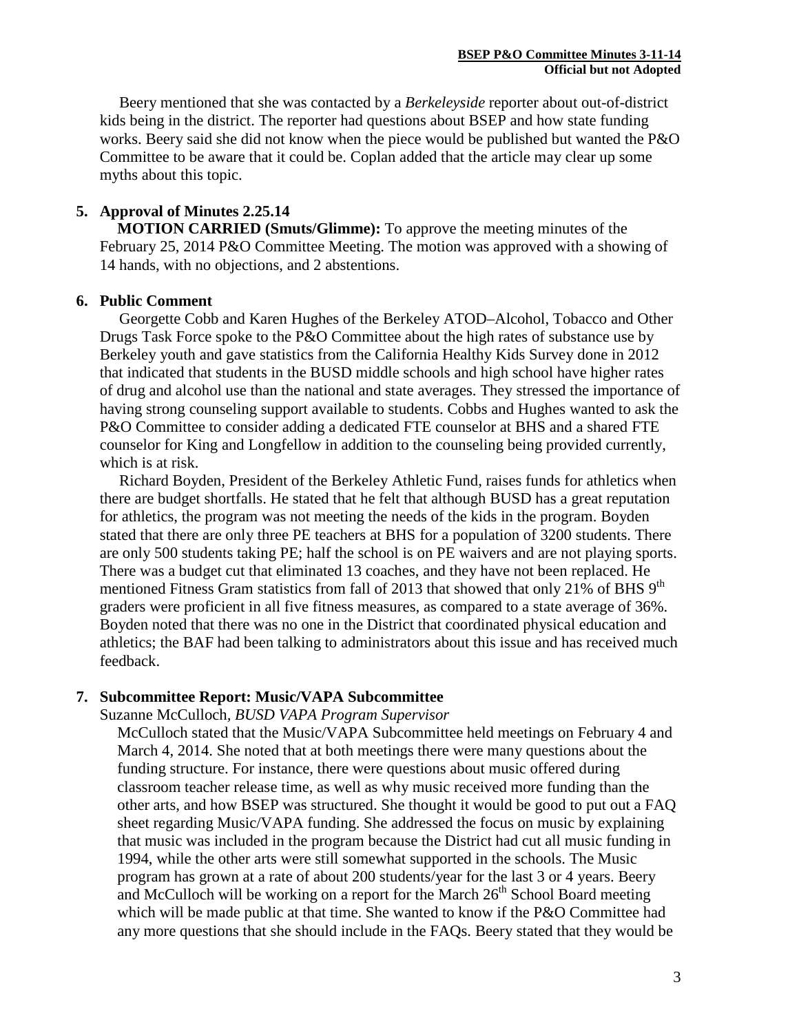Beery mentioned that she was contacted by a *Berkeleyside* reporter about out-of-district kids being in the district. The reporter had questions about BSEP and how state funding works. Beery said she did not know when the piece would be published but wanted the P&O Committee to be aware that it could be. Coplan added that the article may clear up some myths about this topic.

**5. Approval of Minutes 2.25.14**

**MOTION CARRIED (Smuts/Glimme):** To approve the meeting minutes of the February 25, 2014 P&O Committee Meeting. The motion was approved with a showing of 14 hands, with no objections, and 2 abstentions.

**6. Public Comment**

Georgette Cobb and Karen Hughes of the Berkeley ATOD–Alcohol, Tobacco and Other Drugs Task Force spoke to the P&O Committee about the high rates of substance use by Berkeley youth and gave statistics from the California Healthy Kids Survey done in 2012 that indicated that students in the BUSD middle schools and high school have higher rates of drug and alcohol use than the national and state averages. They stressed the importance of having strong counseling support available to students. Cobbs and Hughes wanted to ask the P&O Committee to consider adding a dedicated FTE counselor at BHS and a shared FTE counselor for King and Longfellow in addition to the counseling being provided currently, which is at risk.

Richard Boyden, President of the Berkeley Athletic Fund, raises funds for athletics when there are budget shortfalls. He stated that he felt that although BUSD has a great reputation for athletics, the program was not meeting the needs of the kids in the program. Boyden stated that there are only three PE teachers at BHS for a population of 3200 students. There are only 500 students taking PE; half the school is on PE waivers and are not playing sports. There was a budget cut that eliminated 13 coaches, and they have not been replaced. He mentioned Fitness Gram statistics from fall of 2013 that showed that only 21% of BHS 9th graders were proficient in all five fitness measures, as compared to a state average of 36%. Boyden noted that there was no one in the District that coordinated physical education and athletics; the BAF had been talking to administrators about this issue and has received much feedback.

**7. Subcommittee Report: Music/VAPA Subcommittee**

Suzanne McCulloch, *BUSD VAPA Program Supervisor*

McCulloch stated that the Music/VAPA Subcommittee held meetings on February 4 and March 4, 2014. She noted that at both meetings there were many questions about the funding structure. For instance, there were questions about music offered during classroom teacher release time, as well as why music received more funding than the other arts, and how BSEP was structured. She thought it would be good to put out a FAQ sheet regarding Music/VAPA funding. She addressed the focus on music by explaining that music was included in the program because the District had cut all music funding in 1994, while the other arts were still somewhat supported in the schools. The Music program has grown at a rate of about 200 students/year for the last 3 or 4 years. Beery and McCulloch will be working on a report for the March 26th School Board meeting which will be made public at that time. She wanted to know if the P&O Committee had any more questions that she should include in the FAQs. Beery stated that they would be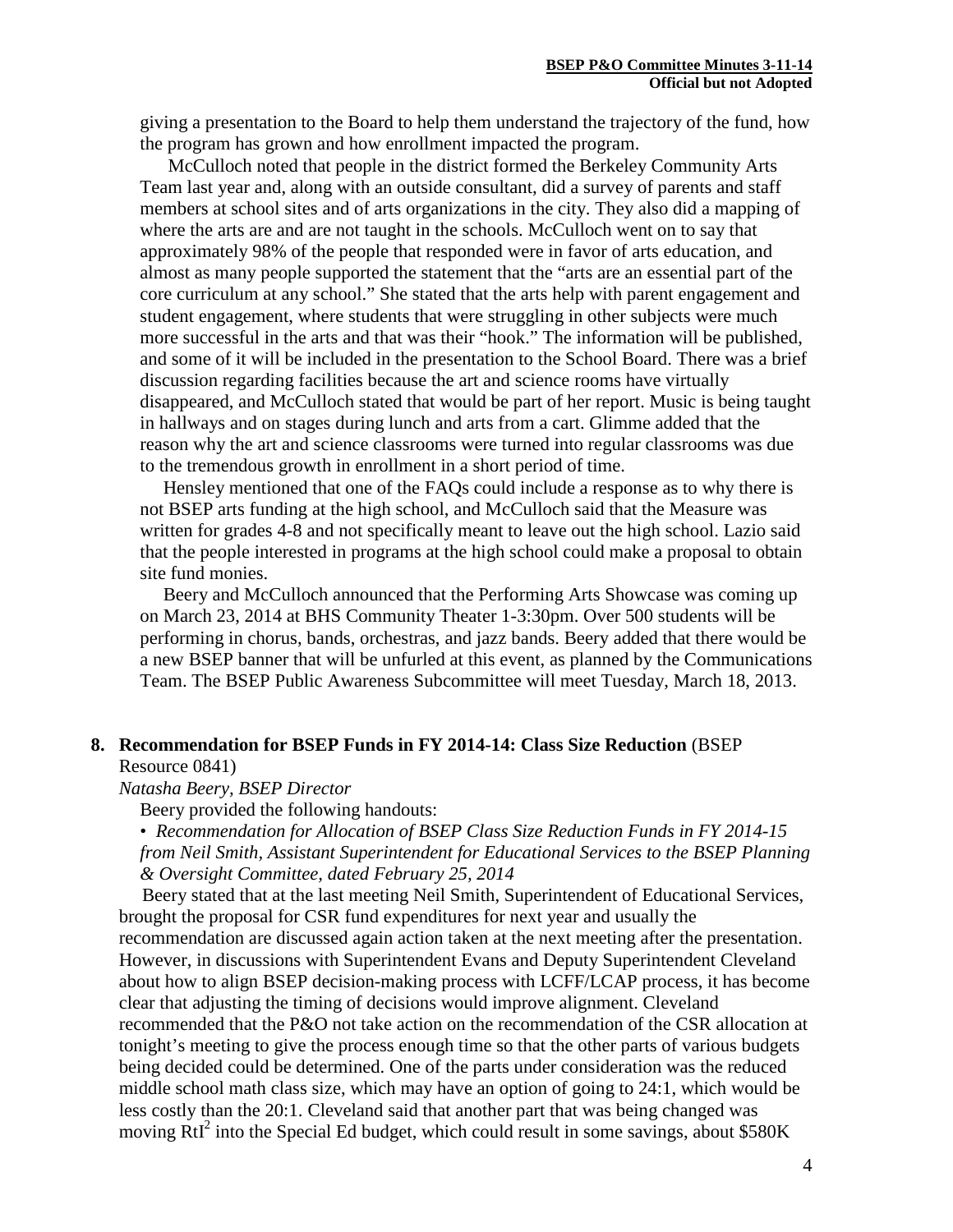giving a presentation to the Board to help them understand the trajectory of the fund, how the program has grown and how enrollment impacted the program.

McCulloch noted that people in the district formed the Berkeley Community Arts Team last year and, along with an outside consultant, did a survey of parents and staff members at school sites and of arts organizations in the city. They also did a mapping of where the arts are and are not taught in the schools. McCulloch went on to say that approximately 98% of the people that responded were in favor of arts education, and almost as many people supported the statement that the "arts are an essential part of the core curriculum at any school." She stated that the arts help with parent engagement and student engagement, where students that were struggling in other subjects were much more successful in the arts and that was their "hook." The information will be published, and some of it will be included in the presentation to the School Board. There was a brief discussion regarding facilities because the art and science rooms have virtually disappeared, and McCulloch stated that would be part of her report. Music is being taught in hallways and on stages during lunch and arts from a cart. Glimme added that the reason why the art and science classrooms were turned into regular classrooms was due to the tremendous growth in enrollment in a short period of time.

Hensley mentioned that one of the FAQs could include a response as to why there is not BSEP arts funding at the high school, and McCulloch said that the Measure was written for grades 4-8 and not specifically meant to leave out the high school. Lazio said that the people interested in programs at the high school could make a proposal to obtain site fund monies.

Beery and McCulloch announced that the Performing Arts Showcase was coming up on March 23, 2014 at BHS Community Theater 1-3:30pm. Over 500 students will be performing in chorus, bands, orchestras, and jazz bands. Beery added that there would be a new BSEP banner that will be unfurled at this event, as planned by the Communications Team. The BSEP Public Awareness Subcommittee will meet Tuesday, March 18, 2013.

**8. Recommendation for BSEP Funds in FY 2014-14: Class Size Reduction** (BSEP Resource 0841)

*Natasha Beery, BSEP Director*

Beery provided the following handouts:

- *Recommendation for Allocation of BSEP Class Size Reduction Funds in FY 2014-15 from Neil Smith, Assistant Superintendent for Educational Services to the BSEP Planning & Oversight Committee, dated February 25, 2014*

Beery stated that at the last meeting Neil Smith, Superintendent of Educational Services, brought the proposal for CSR fund expenditures for next year and usually the recommendation are discussed again action taken at the next meeting after the presentation. However, in discussions with Superintendent Evans and Deputy Superintendent Cleveland about how to align BSEP decision-making process with LCFF/LCAP process, it has become clear that adjusting the timing of decisions would improve alignment. Cleveland recommended that the P&O not take action on the recommendation of the CSR allocation at tonight's meeting to give the process enough time so that the other parts of various budgets being decided could be determined. One of the parts under consideration was the reduced middle school math class size, which may have an option of going to 24:1, which would be less costly than the 20:1. Cleveland said that another part that was being changed was moving $RtI^2$ into the Special Ed budget, which could result in some savings, about $580K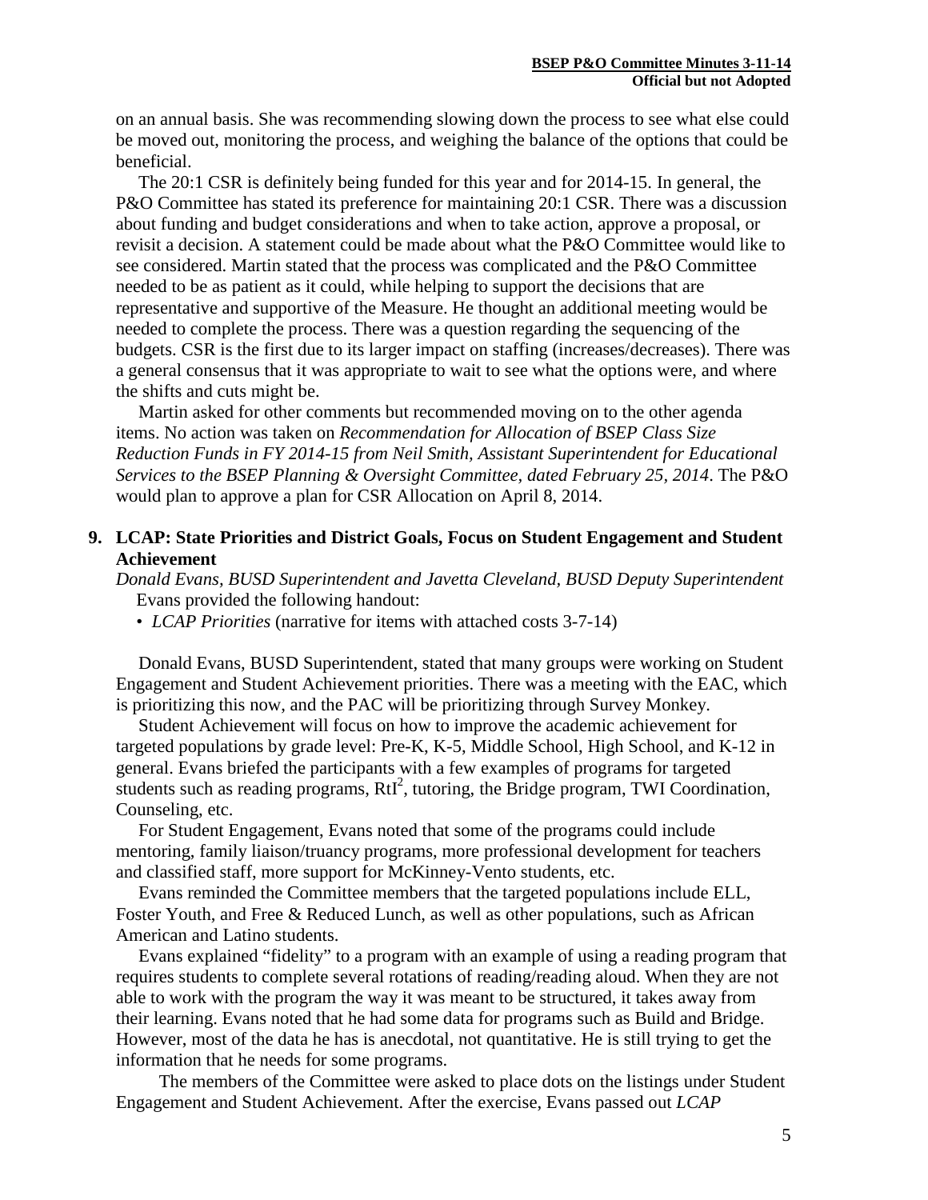on an annual basis. She was recommending slowing down the process to see what else could be moved out, monitoring the process, and weighing the balance of the options that could be beneficial.

The 20:1 CSR is definitely being funded for this year and for 2014-15. In general, the P&O Committee has stated its preference for maintaining 20:1 CSR. There was a discussion about funding and budget considerations and when to take action, approve a proposal, or revisit a decision. A statement could be made about what the P&O Committee would like to see considered. Martin stated that the process was complicated and the P&O Committee needed to be as patient as it could, while helping to support the decisions that are representative and supportive of the Measure. He thought an additional meeting would be needed to complete the process. There was a question regarding the sequencing of the budgets. CSR is the first due to its larger impact on staffing (increases/decreases). There was a general consensus that it was appropriate to wait to see what the options were, and where the shifts and cuts might be.

Martin asked for other comments but recommended moving on to the other agenda items. No action was taken on *Recommendation for Allocation of BSEP Class Size Reduction Funds in FY 2014-15 from Neil Smith, Assistant Superintendent for Educational Services to the BSEP Planning & Oversight Committee, dated February 25, 2014*. The P&O would plan to approve a plan for CSR Allocation on April 8, 2014.

## 9. LCAP: State Priorities and District Goals, Focus on Student Engagement and Student Achievement

*Donald Evans, BUSD Superintendent and Javetta Cleveland, BUSD Deputy Superintendent*

Evans provided the following handout:

- *LCAP Priorities* (narrative for items with attached costs 3-7-14)

Donald Evans, BUSD Superintendent, stated that many groups were working on Student Engagement and Student Achievement priorities. There was a meeting with the EAC, which is prioritizing this now, and the PAC will be prioritizing through Survey Monkey.

Student Achievement will focus on how to improve the academic achievement for targeted populations by grade level: Pre-K, K-5, Middle School, High School, and K-12 in general. Evans briefed the participants with a few examples of programs for targeted students such as reading programs, $RtI^2$, tutoring, the Bridge program, TWI Coordination, Counseling, etc.

For Student Engagement, Evans noted that some of the programs could include mentoring, family liaison/truancy programs, more professional development for teachers and classified staff, more support for McKinney-Vento students, etc.

Evans reminded the Committee members that the targeted populations include ELL, Foster Youth, and Free & Reduced Lunch, as well as other populations, such as African American and Latino students.

Evans explained "fidelity" to a program with an example of using a reading program that requires students to complete several rotations of reading/reading aloud. When they are not able to work with the program the way it was meant to be structured, it takes away from their learning. Evans noted that he had some data for programs such as Build and Bridge. However, most of the data he has is anecdotal, not quantitative. He is still trying to get the information that he needs for some programs.

The members of the Committee were asked to place dots on the listings under Student Engagement and Student Achievement. After the exercise, Evans passed out *LCAP*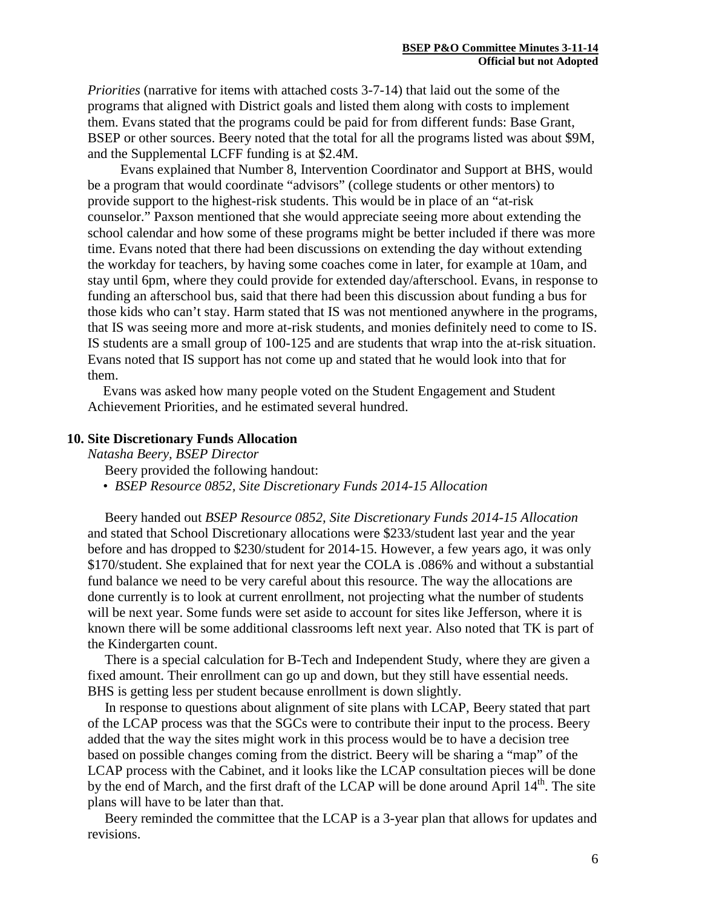*Priorities* (narrative for items with attached costs 3-7-14) that laid out the some of the programs that aligned with District goals and listed them along with costs to implement them. Evans stated that the programs could be paid for from different funds: Base Grant, BSEP or other sources. Beery noted that the total for all the programs listed was about $9M, and the Supplemental LCFF funding is at $2.4M.

Evans explained that Number 8, Intervention Coordinator and Support at BHS, would be a program that would coordinate "advisors" (college students or other mentors) to provide support to the highest-risk students. This would be in place of an "at-risk counselor." Paxson mentioned that she would appreciate seeing more about extending the school calendar and how some of these programs might be better included if there was more time. Evans noted that there had been discussions on extending the day without extending the workday for teachers, by having some coaches come in later, for example at 10am, and stay until 6pm, where they could provide for extended day/afterschool. Evans, in response to funding an afterschool bus, said that there had been this discussion about funding a bus for those kids who can't stay. Harm stated that IS was not mentioned anywhere in the programs, that IS was seeing more and more at-risk students, and monies definitely need to come to IS. IS students are a small group of 100-125 and are students that wrap into the at-risk situation. Evans noted that IS support has not come up and stated that he would look into that for them.

Evans was asked how many people voted on the Student Engagement and Student Achievement Priorities, and he estimated several hundred.

**10. Site Discretionary Funds Allocation**

*Natasha Beery, BSEP Director*

Beery provided the following handout:

- *BSEP Resource 0852, Site Discretionary Funds 2014-15 Allocation*

Beery handed out *BSEP Resource 0852, Site Discretionary Funds 2014-15 Allocation* and stated that School Discretionary allocations were $233/student last year and the year before and has dropped to $230/student for 2014-15. However, a few years ago, it was only $170/student. She explained that for next year the COLA is .086% and without a substantial fund balance we need to be very careful about this resource. The way the allocations are done currently is to look at current enrollment, not projecting what the number of students will be next year. Some funds were set aside to account for sites like Jefferson, where it is known there will be some additional classrooms left next year. Also noted that TK is part of the Kindergarten count.

There is a special calculation for B-Tech and Independent Study, where they are given a fixed amount. Their enrollment can go up and down, but they still have essential needs. BHS is getting less per student because enrollment is down slightly.

In response to questions about alignment of site plans with LCAP, Beery stated that part of the LCAP process was that the SGCs were to contribute their input to the process. Beery added that the way the sites might work in this process would be to have a decision tree based on possible changes coming from the district. Beery will be sharing a "map" of the LCAP process with the Cabinet, and it looks like the LCAP consultation pieces will be done by the end of March, and the first draft of the LCAP will be done around April 14th. The site plans will have to be later than that.

Beery reminded the committee that the LCAP is a 3-year plan that allows for updates and revisions.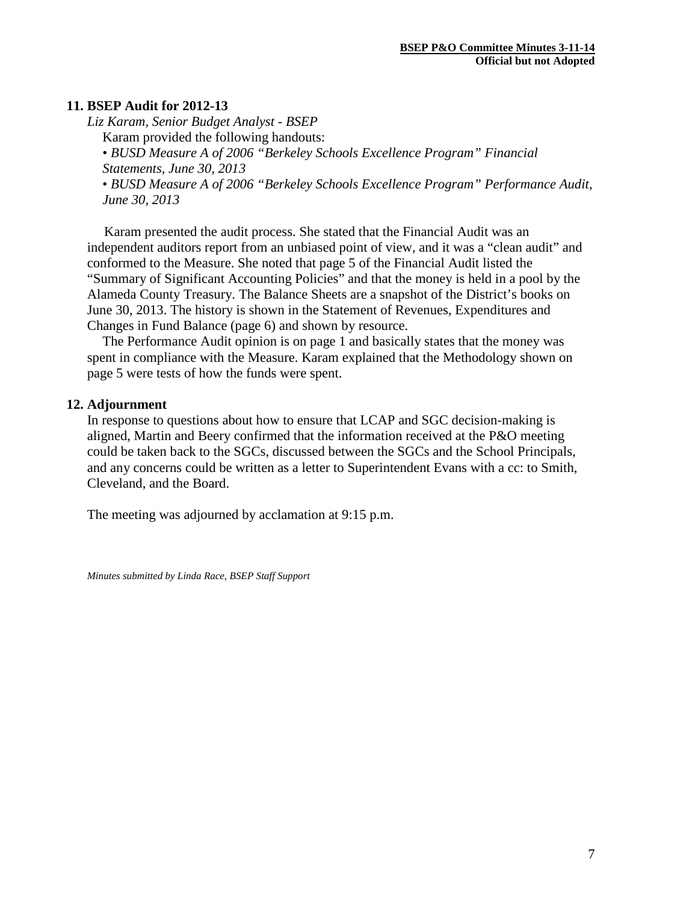## 11. BSEP Audit for 2012-13

*Liz Karam, Senior Budget Analyst - BSEP*

Karam provided the following handouts:

- *BUSD Measure A of 2006 "Berkeley Schools Excellence Program" Financial Statements, June 30, 2013*
- *BUSD Measure A of 2006 "Berkeley Schools Excellence Program" Performance Audit, June 30, 2013*

Karam presented the audit process. She stated that the Financial Audit was an independent auditors report from an unbiased point of view, and it was a "clean audit" and conformed to the Measure. She noted that page 5 of the Financial Audit listed the "Summary of Significant Accounting Policies" and that the money is held in a pool by the Alameda County Treasury. The Balance Sheets are a snapshot of the District's books on June 30, 2013. The history is shown in the Statement of Revenues, Expenditures and Changes in Fund Balance (page 6) and shown by resource.

The Performance Audit opinion is on page 1 and basically states that the money was spent in compliance with the Measure. Karam explained that the Methodology shown on page 5 were tests of how the funds were spent.

## 12. Adjournment

In response to questions about how to ensure that LCAP and SGC decision-making is aligned, Martin and Beery confirmed that the information received at the P&O meeting could be taken back to the SGCs, discussed between the SGCs and the School Principals, and any concerns could be written as a letter to Superintendent Evans with a cc: to Smith, Cleveland, and the Board.

The meeting was adjourned by acclamation at 9:15 p.m.

*Minutes submitted by Linda Race, BSEP Staff Support*